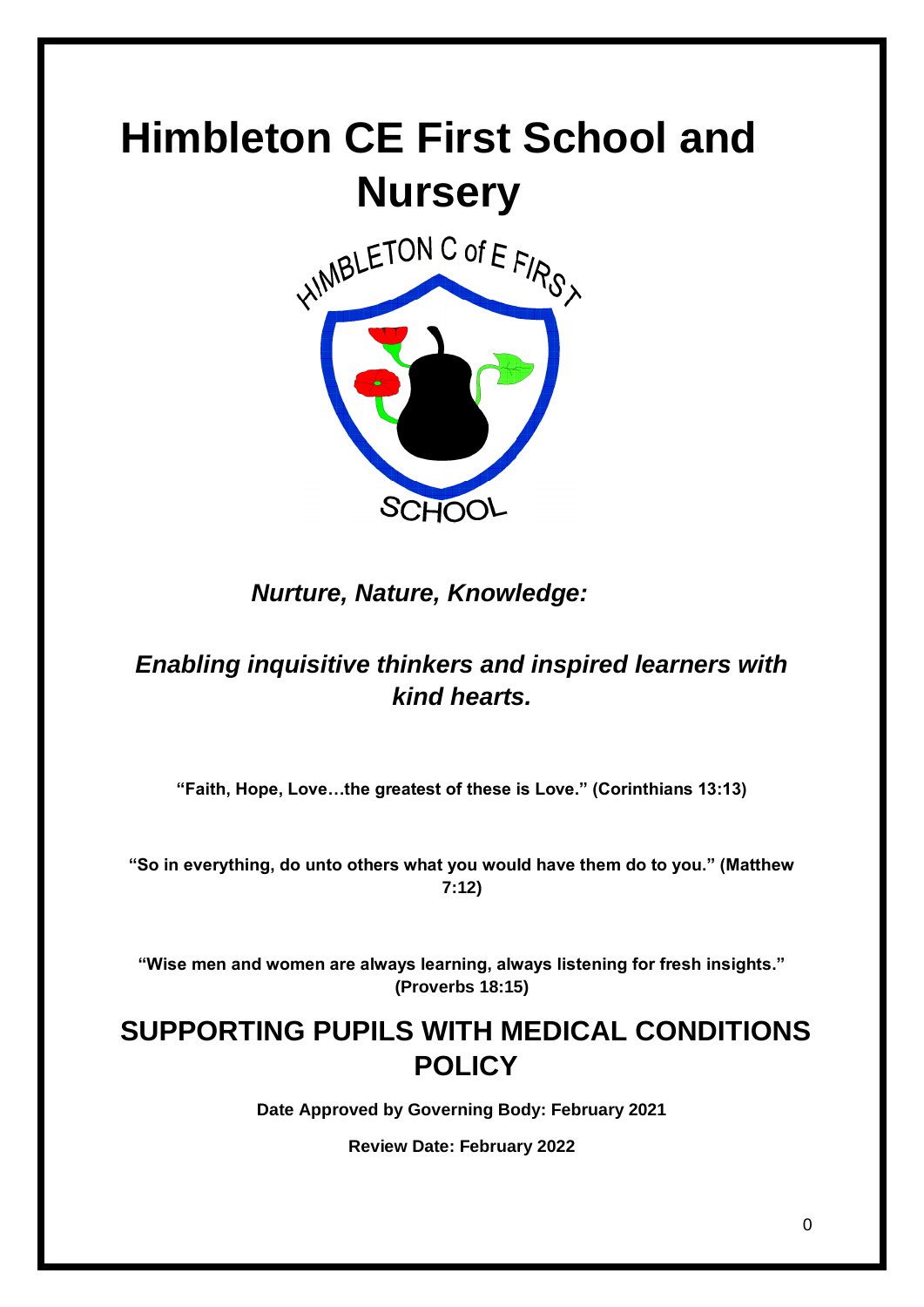# Himbleton CE First School and Nursery

*Nurture, Nature, Knowledge:*

*Enabling inquisitive thinkers and inspired learners with kind hearts.*

**"Faith, Hope, Love…the greatest of these is Love." (Corinthians 13:13)**

**"So in everything, do unto others what you would have them do to you." (Matthew 7:12)**

**"Wise men and women are always learning, always listening for fresh insights." (Proverbs 18:15)**

## SUPPORTING PUPILS WITH MEDICAL CONDITIONS POLICY

**Date Approved by Governing Body: February 2021**

**Review Date: February 2022**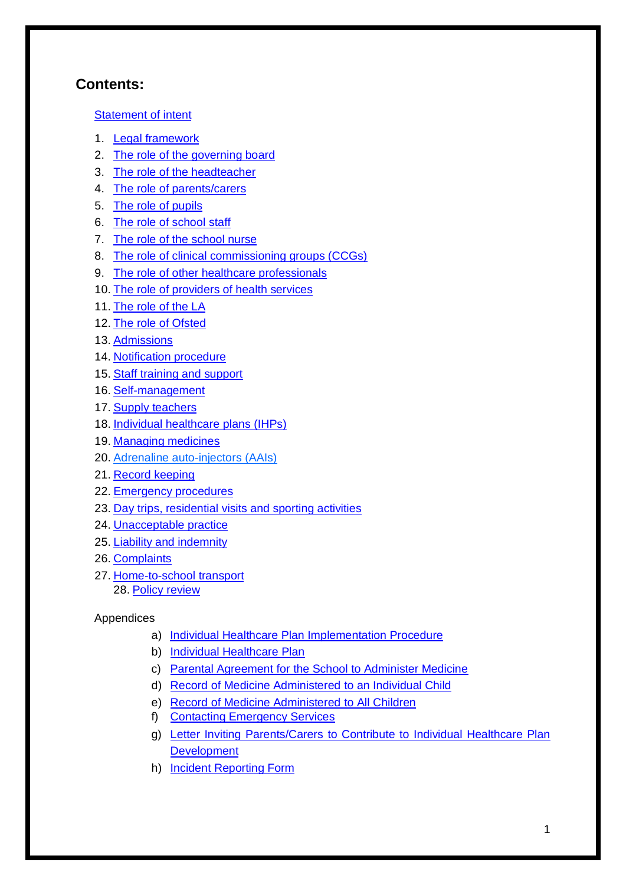## Contents:

Statement of intent

1. Legal framework
2. The role of the governing board
3. The role of the headteacher
4. The role of parents/carers
5. The role of pupils
6. The role of school staff
7. The role of the school nurse
8. The role of clinical commissioning groups (CCGs)
9. The role of other healthcare professionals
10. The role of providers of health services
11. The role of the LA
12. The role of Ofsted
13. Admissions
14. Notification procedure
15. Staff training and support
16. Self-management
17. Supply teachers
18. Individual healthcare plans (IHPs)
19. Managing medicines
20. Adrenaline auto-injectors (AAIs)
21. Record keeping
22. Emergency procedures
23. Day trips, residential visits and sporting activities
24. Unacceptable practice
25. Liability and indemnity
26. Complaints
27. Home-to-school transport
28. Policy review

Appendices

a) Individual Healthcare Plan Implementation Procedure
b) Individual Healthcare Plan
c) Parental Agreement for the School to Administer Medicine
d) Record of Medicine Administered to an Individual Child
e) Record of Medicine Administered to All Children
f) Contacting Emergency Services
g) Letter Inviting Parents/Carers to Contribute to Individual Healthcare Plan Development
h) Incident Reporting Form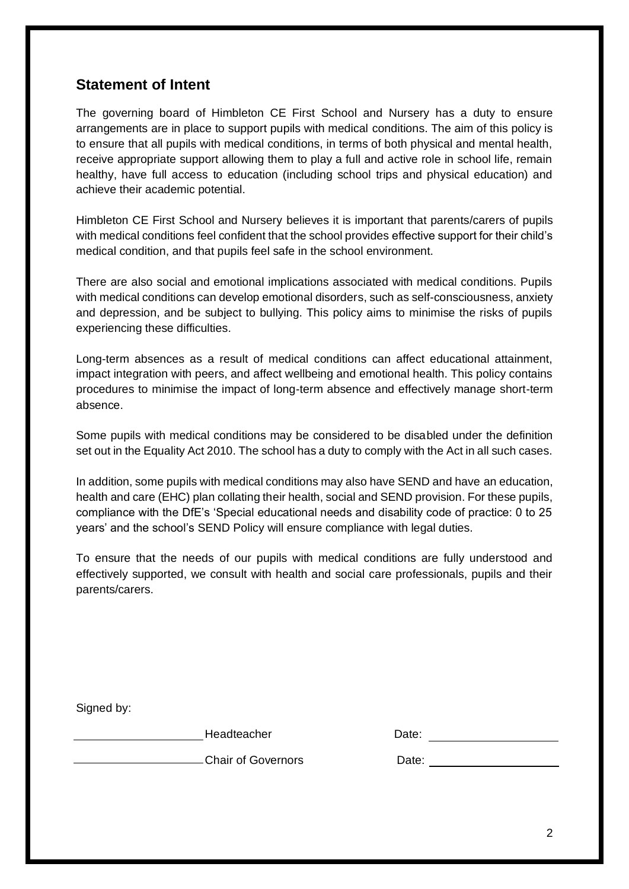## Statement of Intent

The governing board of Himbleton CE First School and Nursery has a duty to ensure arrangements are in place to support pupils with medical conditions. The aim of this policy is to ensure that all pupils with medical conditions, in terms of both physical and mental health, receive appropriate support allowing them to play a full and active role in school life, remain healthy, have full access to education (including school trips and physical education) and achieve their academic potential.

Himbleton CE First School and Nursery believes it is important that parents/carers of pupils with medical conditions feel confident that the school provides effective support for their child's medical condition, and that pupils feel safe in the school environment.

There are also social and emotional implications associated with medical conditions. Pupils with medical conditions can develop emotional disorders, such as self-consciousness, anxiety and depression, and be subject to bullying. This policy aims to minimise the risks of pupils experiencing these difficulties.

Long-term absences as a result of medical conditions can affect educational attainment, impact integration with peers, and affect wellbeing and emotional health. This policy contains procedures to minimise the impact of long-term absence and effectively manage short-term absence.

Some pupils with medical conditions may be considered to be disabled under the definition set out in the Equality Act 2010. The school has a duty to comply with the Act in all such cases.

In addition, some pupils with medical conditions may also have SEND and have an education, health and care (EHC) plan collating their health, social and SEND provision. For these pupils, compliance with the DfE's 'Special educational needs and disability code of practice: 0 to 25 years' and the school's SEND Policy will ensure compliance with legal duties.

To ensure that the needs of our pupils with medical conditions are fully understood and effectively supported, we consult with health and social care professionals, pupils and their parents/carers.

Signed by:

\_\_\_\_\_\_\_\_\_\_\_\_\_\_\_\_\_\_\_\_ Headteacher     Date: \_\_\_\_\_\_\_\_\_\_\_\_\_\_\_\_\_\_\_\_

\_\_\_\_\_\_\_\_\_\_\_\_\_\_\_\_\_\_\_\_ Chair of Governors     Date: \_\_\_\_\_\_\_\_\_\_\_\_\_\_\_\_\_\_\_\_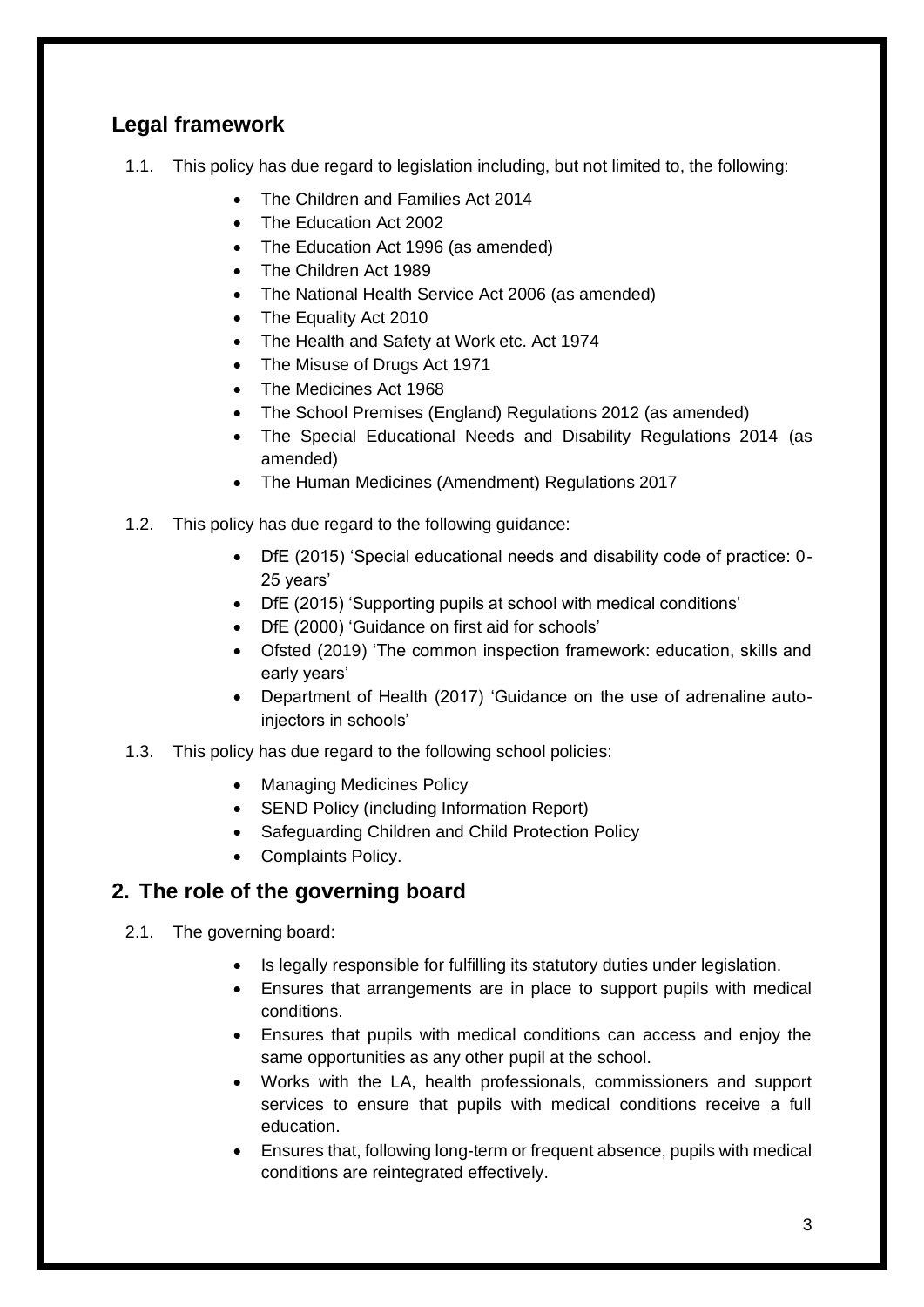## Legal framework

1.1. This policy has due regard to legislation including, but not limited to, the following:

- The Children and Families Act 2014
- The Education Act 2002
- The Education Act 1996 (as amended)
- The Children Act 1989
- The National Health Service Act 2006 (as amended)
- The Equality Act 2010
- The Health and Safety at Work etc. Act 1974
- The Misuse of Drugs Act 1971
- The Medicines Act 1968
- The School Premises (England) Regulations 2012 (as amended)
- The Special Educational Needs and Disability Regulations 2014 (as amended)
- The Human Medicines (Amendment) Regulations 2017

1.2. This policy has due regard to the following guidance:

- DfE (2015) 'Special educational needs and disability code of practice: 0-25 years'
- DfE (2015) 'Supporting pupils at school with medical conditions'
- DfE (2000) 'Guidance on first aid for schools'
- Ofsted (2019) 'The common inspection framework: education, skills and early years'
- Department of Health (2017) 'Guidance on the use of adrenaline auto-injectors in schools'

1.3. This policy has due regard to the following school policies:

- Managing Medicines Policy
- SEND Policy (including Information Report)
- Safeguarding Children and Child Protection Policy
- Complaints Policy.

## 2. The role of the governing board

2.1. The governing board:

- Is legally responsible for fulfilling its statutory duties under legislation.
- Ensures that arrangements are in place to support pupils with medical conditions.
- Ensures that pupils with medical conditions can access and enjoy the same opportunities as any other pupil at the school.
- Works with the LA, health professionals, commissioners and support services to ensure that pupils with medical conditions receive a full education.
- Ensures that, following long-term or frequent absence, pupils with medical conditions are reintegrated effectively.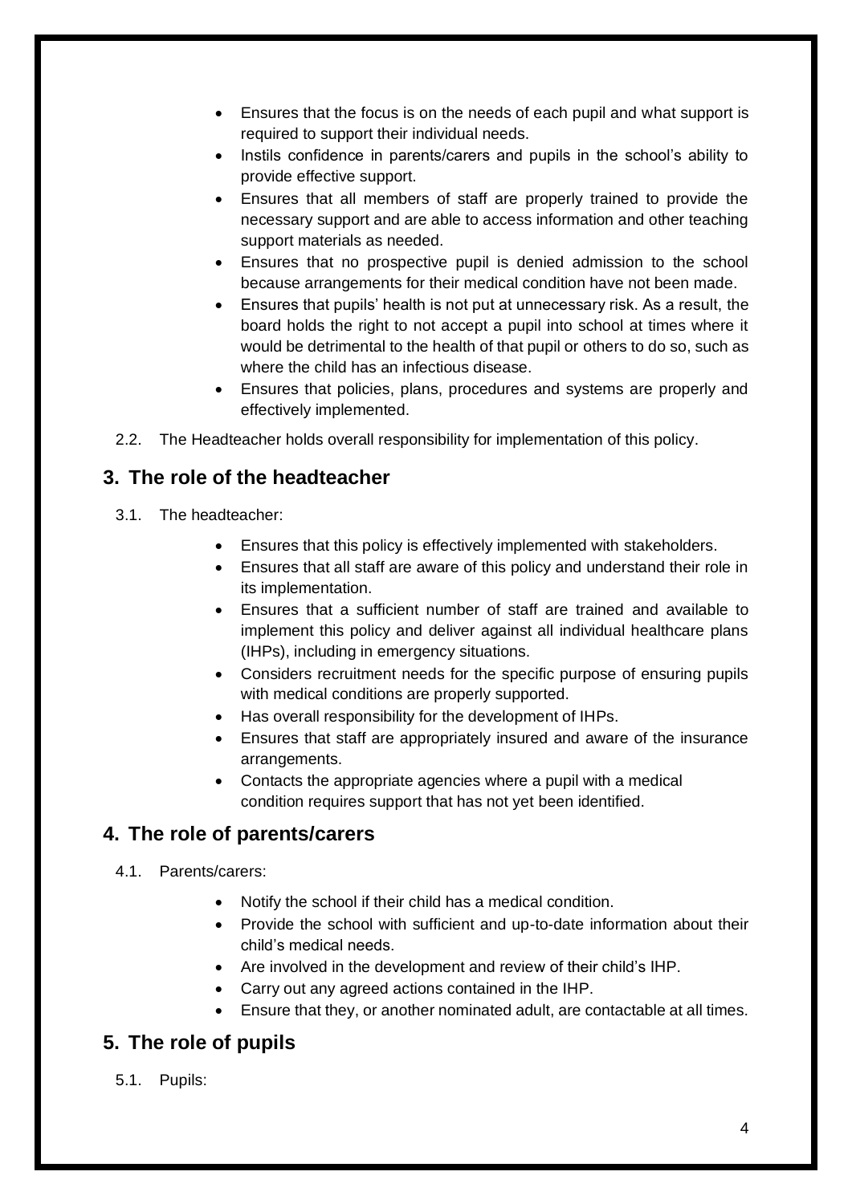- Ensures that the focus is on the needs of each pupil and what support is required to support their individual needs.
- Instils confidence in parents/carers and pupils in the school's ability to provide effective support.
- Ensures that all members of staff are properly trained to provide the necessary support and are able to access information and other teaching support materials as needed.
- Ensures that no prospective pupil is denied admission to the school because arrangements for their medical condition have not been made.
- Ensures that pupils' health is not put at unnecessary risk. As a result, the board holds the right to not accept a pupil into school at times where it would be detrimental to the health of that pupil or others to do so, such as where the child has an infectious disease.
- Ensures that policies, plans, procedures and systems are properly and effectively implemented.

2.2. The Headteacher holds overall responsibility for implementation of this policy.

## 3. The role of the headteacher

3.1. The headteacher:

- Ensures that this policy is effectively implemented with stakeholders.
- Ensures that all staff are aware of this policy and understand their role in its implementation.
- Ensures that a sufficient number of staff are trained and available to implement this policy and deliver against all individual healthcare plans (IHPs), including in emergency situations.
- Considers recruitment needs for the specific purpose of ensuring pupils with medical conditions are properly supported.
- Has overall responsibility for the development of IHPs.
- Ensures that staff are appropriately insured and aware of the insurance arrangements.
- Contacts the appropriate agencies where a pupil with a medical condition requires support that has not yet been identified.

## 4. The role of parents/carers

4.1. Parents/carers:

- Notify the school if their child has a medical condition.
- Provide the school with sufficient and up-to-date information about their child's medical needs.
- Are involved in the development and review of their child's IHP.
- Carry out any agreed actions contained in the IHP.
- Ensure that they, or another nominated adult, are contactable at all times.

## 5. The role of pupils

5.1. Pupils: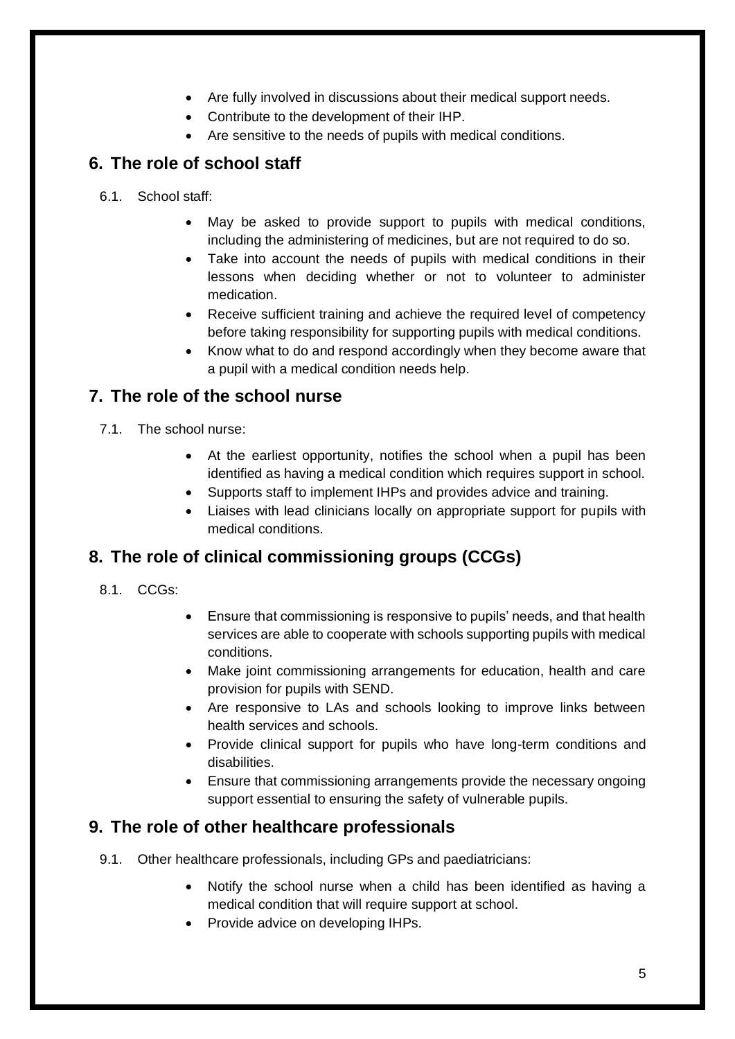- Are fully involved in discussions about their medical support needs.
- Contribute to the development of their IHP.
- Are sensitive to the needs of pupils with medical conditions.

## 6. The role of school staff

6.1. School staff:

- May be asked to provide support to pupils with medical conditions, including the administering of medicines, but are not required to do so.
- Take into account the needs of pupils with medical conditions in their lessons when deciding whether or not to volunteer to administer medication.
- Receive sufficient training and achieve the required level of competency before taking responsibility for supporting pupils with medical conditions.
- Know what to do and respond accordingly when they become aware that a pupil with a medical condition needs help.

## 7. The role of the school nurse

7.1. The school nurse:

- At the earliest opportunity, notifies the school when a pupil has been identified as having a medical condition which requires support in school.
- Supports staff to implement IHPs and provides advice and training.
- Liaises with lead clinicians locally on appropriate support for pupils with medical conditions.

## 8. The role of clinical commissioning groups (CCGs)

8.1. CCGs:

- Ensure that commissioning is responsive to pupils' needs, and that health services are able to cooperate with schools supporting pupils with medical conditions.
- Make joint commissioning arrangements for education, health and care provision for pupils with SEND.
- Are responsive to LAs and schools looking to improve links between health services and schools.
- Provide clinical support for pupils who have long-term conditions and disabilities.
- Ensure that commissioning arrangements provide the necessary ongoing support essential to ensuring the safety of vulnerable pupils.

## 9. The role of other healthcare professionals

9.1. Other healthcare professionals, including GPs and paediatricians:

- Notify the school nurse when a child has been identified as having a medical condition that will require support at school.
- Provide advice on developing IHPs.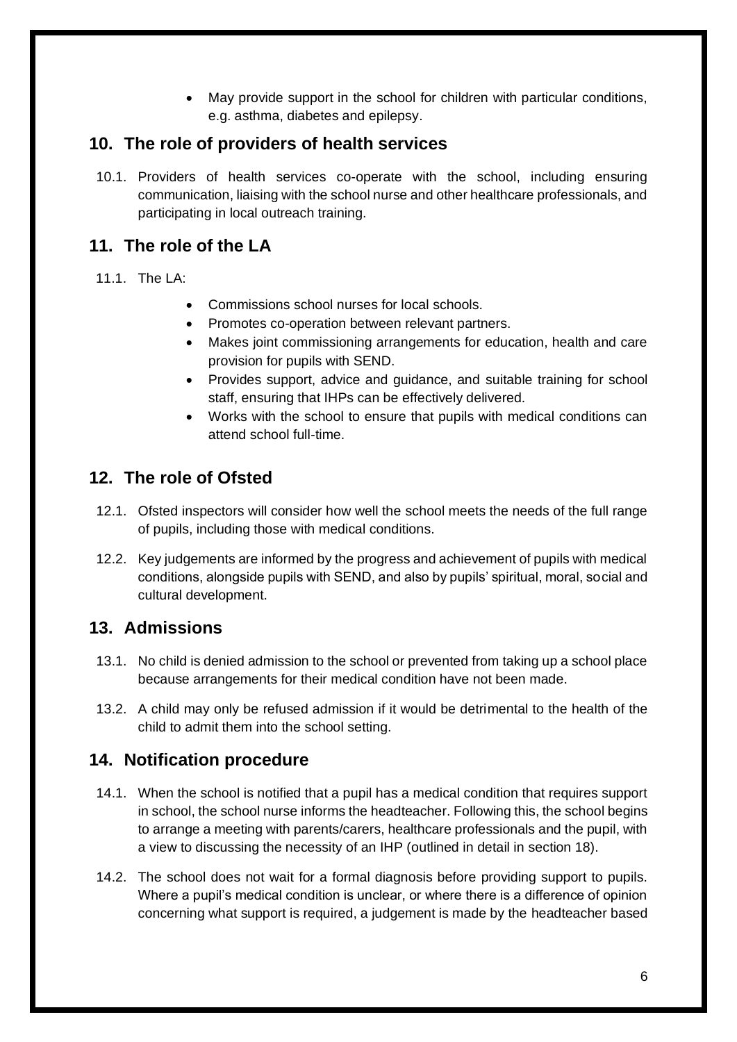- May provide support in the school for children with particular conditions, e.g. asthma, diabetes and epilepsy.

## 10. The role of providers of health services

10.1. Providers of health services co-operate with the school, including ensuring communication, liaising with the school nurse and other healthcare professionals, and participating in local outreach training.

## 11. The role of the LA

11.1. The LA:

- Commissions school nurses for local schools.
- Promotes co-operation between relevant partners.
- Makes joint commissioning arrangements for education, health and care provision for pupils with SEND.
- Provides support, advice and guidance, and suitable training for school staff, ensuring that IHPs can be effectively delivered.
- Works with the school to ensure that pupils with medical conditions can attend school full-time.

## 12. The role of Ofsted

12.1. Ofsted inspectors will consider how well the school meets the needs of the full range of pupils, including those with medical conditions.

12.2. Key judgements are informed by the progress and achievement of pupils with medical conditions, alongside pupils with SEND, and also by pupils' spiritual, moral, social and cultural development.

## 13. Admissions

13.1. No child is denied admission to the school or prevented from taking up a school place because arrangements for their medical condition have not been made.

13.2. A child may only be refused admission if it would be detrimental to the health of the child to admit them into the school setting.

## 14. Notification procedure

14.1. When the school is notified that a pupil has a medical condition that requires support in school, the school nurse informs the headteacher. Following this, the school begins to arrange a meeting with parents/carers, healthcare professionals and the pupil, with a view to discussing the necessity of an IHP (outlined in detail in section 18).

14.2. The school does not wait for a formal diagnosis before providing support to pupils. Where a pupil's medical condition is unclear, or where there is a difference of opinion concerning what support is required, a judgement is made by the headteacher based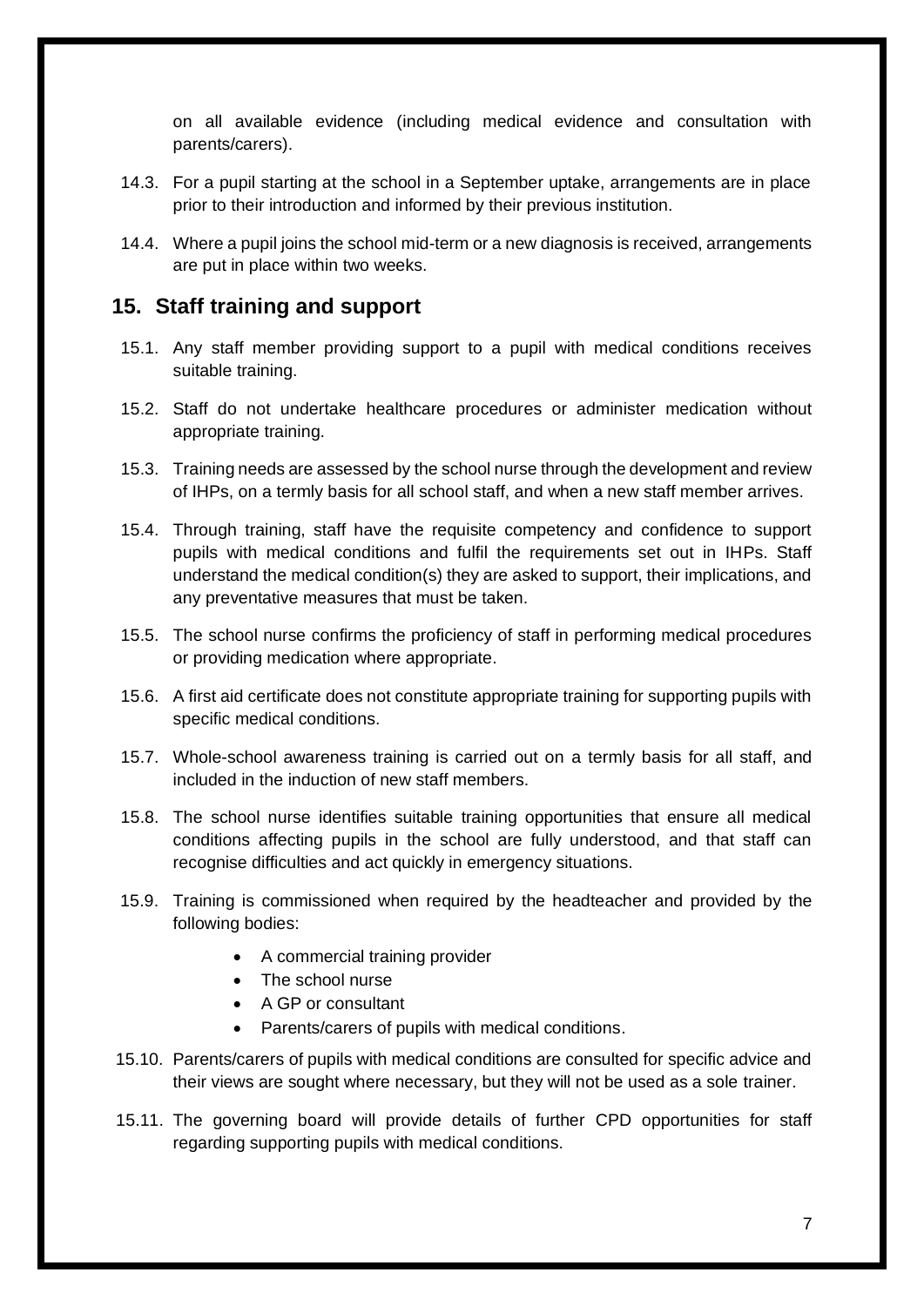on all available evidence (including medical evidence and consultation with parents/carers).

14.3. For a pupil starting at the school in a September uptake, arrangements are in place prior to their introduction and informed by their previous institution.

14.4. Where a pupil joins the school mid-term or a new diagnosis is received, arrangements are put in place within two weeks.

## 15. Staff training and support

15.1. Any staff member providing support to a pupil with medical conditions receives suitable training.

15.2. Staff do not undertake healthcare procedures or administer medication without appropriate training.

15.3. Training needs are assessed by the school nurse through the development and review of IHPs, on a termly basis for all school staff, and when a new staff member arrives.

15.4. Through training, staff have the requisite competency and confidence to support pupils with medical conditions and fulfil the requirements set out in IHPs. Staff understand the medical condition(s) they are asked to support, their implications, and any preventative measures that must be taken.

15.5. The school nurse confirms the proficiency of staff in performing medical procedures or providing medication where appropriate.

15.6. A first aid certificate does not constitute appropriate training for supporting pupils with specific medical conditions.

15.7. Whole-school awareness training is carried out on a termly basis for all staff, and included in the induction of new staff members.

15.8. The school nurse identifies suitable training opportunities that ensure all medical conditions affecting pupils in the school are fully understood, and that staff can recognise difficulties and act quickly in emergency situations.

15.9. Training is commissioned when required by the headteacher and provided by the following bodies:

- A commercial training provider
- The school nurse
- A GP or consultant
- Parents/carers of pupils with medical conditions.

15.10. Parents/carers of pupils with medical conditions are consulted for specific advice and their views are sought where necessary, but they will not be used as a sole trainer.

15.11. The governing board will provide details of further CPD opportunities for staff regarding supporting pupils with medical conditions.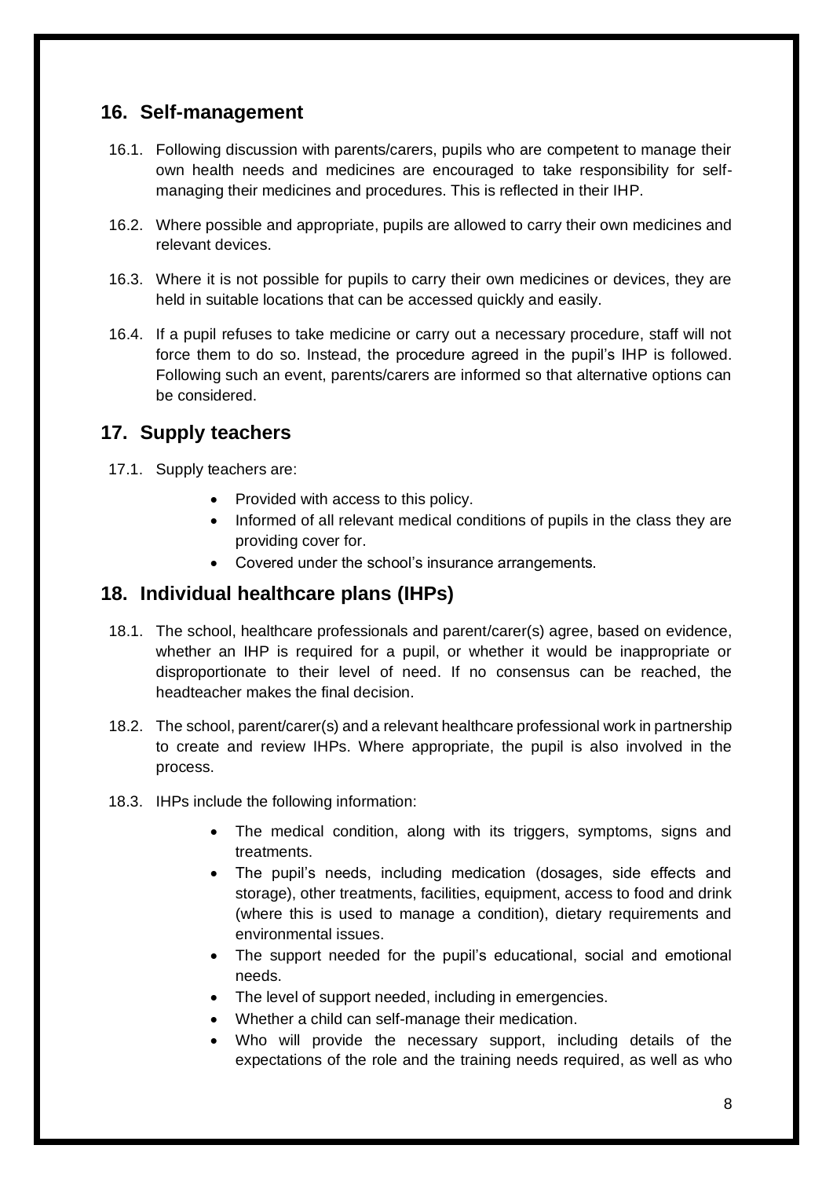## 16. Self-management

16.1. Following discussion with parents/carers, pupils who are competent to manage their own health needs and medicines are encouraged to take responsibility for self-managing their medicines and procedures. This is reflected in their IHP.

16.2. Where possible and appropriate, pupils are allowed to carry their own medicines and relevant devices.

16.3. Where it is not possible for pupils to carry their own medicines or devices, they are held in suitable locations that can be accessed quickly and easily.

16.4. If a pupil refuses to take medicine or carry out a necessary procedure, staff will not force them to do so. Instead, the procedure agreed in the pupil's IHP is followed. Following such an event, parents/carers are informed so that alternative options can be considered.

## 17. Supply teachers

17.1. Supply teachers are:

- Provided with access to this policy.
- Informed of all relevant medical conditions of pupils in the class they are providing cover for.
- Covered under the school's insurance arrangements.

## 18. Individual healthcare plans (IHPs)

18.1. The school, healthcare professionals and parent/carer(s) agree, based on evidence, whether an IHP is required for a pupil, or whether it would be inappropriate or disproportionate to their level of need. If no consensus can be reached, the headteacher makes the final decision.

18.2. The school, parent/carer(s) and a relevant healthcare professional work in partnership to create and review IHPs. Where appropriate, the pupil is also involved in the process.

18.3. IHPs include the following information:

- The medical condition, along with its triggers, symptoms, signs and treatments.
- The pupil's needs, including medication (dosages, side effects and storage), other treatments, facilities, equipment, access to food and drink (where this is used to manage a condition), dietary requirements and environmental issues.
- The support needed for the pupil's educational, social and emotional needs.
- The level of support needed, including in emergencies.
- Whether a child can self-manage their medication.
- Who will provide the necessary support, including details of the expectations of the role and the training needs required, as well as who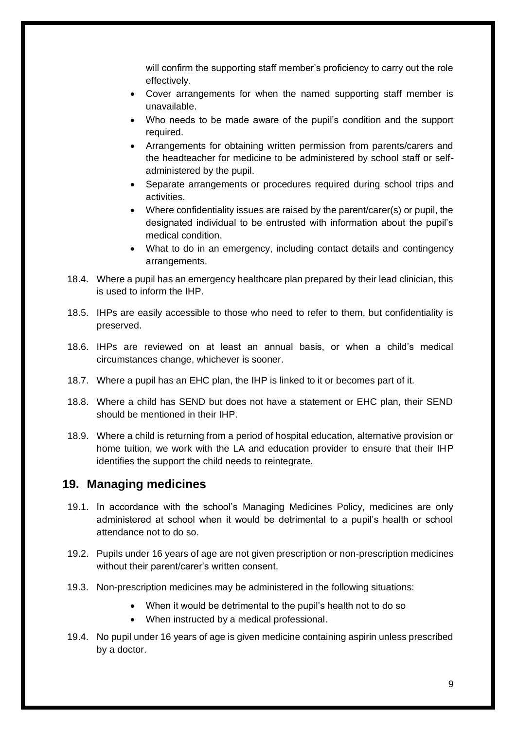will confirm the supporting staff member's proficiency to carry out the role effectively.

- Cover arrangements for when the named supporting staff member is unavailable.
- Who needs to be made aware of the pupil's condition and the support required.
- Arrangements for obtaining written permission from parents/carers and the headteacher for medicine to be administered by school staff or self-administered by the pupil.
- Separate arrangements or procedures required during school trips and activities.
- Where confidentiality issues are raised by the parent/carer(s) or pupil, the designated individual to be entrusted with information about the pupil's medical condition.
- What to do in an emergency, including contact details and contingency arrangements.

18.4. Where a pupil has an emergency healthcare plan prepared by their lead clinician, this is used to inform the IHP.

18.5. IHPs are easily accessible to those who need to refer to them, but confidentiality is preserved.

18.6. IHPs are reviewed on at least an annual basis, or when a child's medical circumstances change, whichever is sooner.

18.7. Where a pupil has an EHC plan, the IHP is linked to it or becomes part of it.

18.8. Where a child has SEND but does not have a statement or EHC plan, their SEND should be mentioned in their IHP.

18.9. Where a child is returning from a period of hospital education, alternative provision or home tuition, we work with the LA and education provider to ensure that their IHP identifies the support the child needs to reintegrate.

## 19. Managing medicines

19.1. In accordance with the school's Managing Medicines Policy, medicines are only administered at school when it would be detrimental to a pupil's health or school attendance not to do so.

19.2. Pupils under 16 years of age are not given prescription or non-prescription medicines without their parent/carer's written consent.

19.3. Non-prescription medicines may be administered in the following situations:

- When it would be detrimental to the pupil's health not to do so
- When instructed by a medical professional.

19.4. No pupil under 16 years of age is given medicine containing aspirin unless prescribed by a doctor.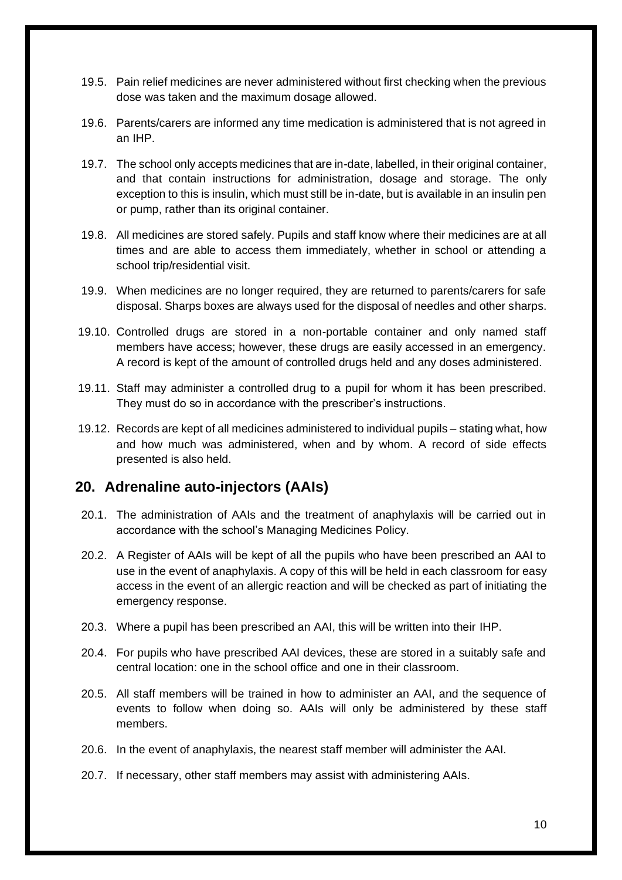19.5. Pain relief medicines are never administered without first checking when the previous dose was taken and the maximum dosage allowed.

19.6. Parents/carers are informed any time medication is administered that is not agreed in an IHP.

19.7. The school only accepts medicines that are in-date, labelled, in their original container, and that contain instructions for administration, dosage and storage. The only exception to this is insulin, which must still be in-date, but is available in an insulin pen or pump, rather than its original container.

19.8. All medicines are stored safely. Pupils and staff know where their medicines are at all times and are able to access them immediately, whether in school or attending a school trip/residential visit.

19.9. When medicines are no longer required, they are returned to parents/carers for safe disposal. Sharps boxes are always used for the disposal of needles and other sharps.

19.10. Controlled drugs are stored in a non-portable container and only named staff members have access; however, these drugs are easily accessed in an emergency. A record is kept of the amount of controlled drugs held and any doses administered.

19.11. Staff may administer a controlled drug to a pupil for whom it has been prescribed. They must do so in accordance with the prescriber's instructions.

19.12. Records are kept of all medicines administered to individual pupils – stating what, how and how much was administered, when and by whom. A record of side effects presented is also held.

## 20. Adrenaline auto-injectors (AAIs)

20.1. The administration of AAIs and the treatment of anaphylaxis will be carried out in accordance with the school's Managing Medicines Policy.

20.2. A Register of AAIs will be kept of all the pupils who have been prescribed an AAI to use in the event of anaphylaxis. A copy of this will be held in each classroom for easy access in the event of an allergic reaction and will be checked as part of initiating the emergency response.

20.3. Where a pupil has been prescribed an AAI, this will be written into their IHP.

20.4. For pupils who have prescribed AAI devices, these are stored in a suitably safe and central location: one in the school office and one in their classroom.

20.5. All staff members will be trained in how to administer an AAI, and the sequence of events to follow when doing so. AAIs will only be administered by these staff members.

20.6. In the event of anaphylaxis, the nearest staff member will administer the AAI.

20.7. If necessary, other staff members may assist with administering AAIs.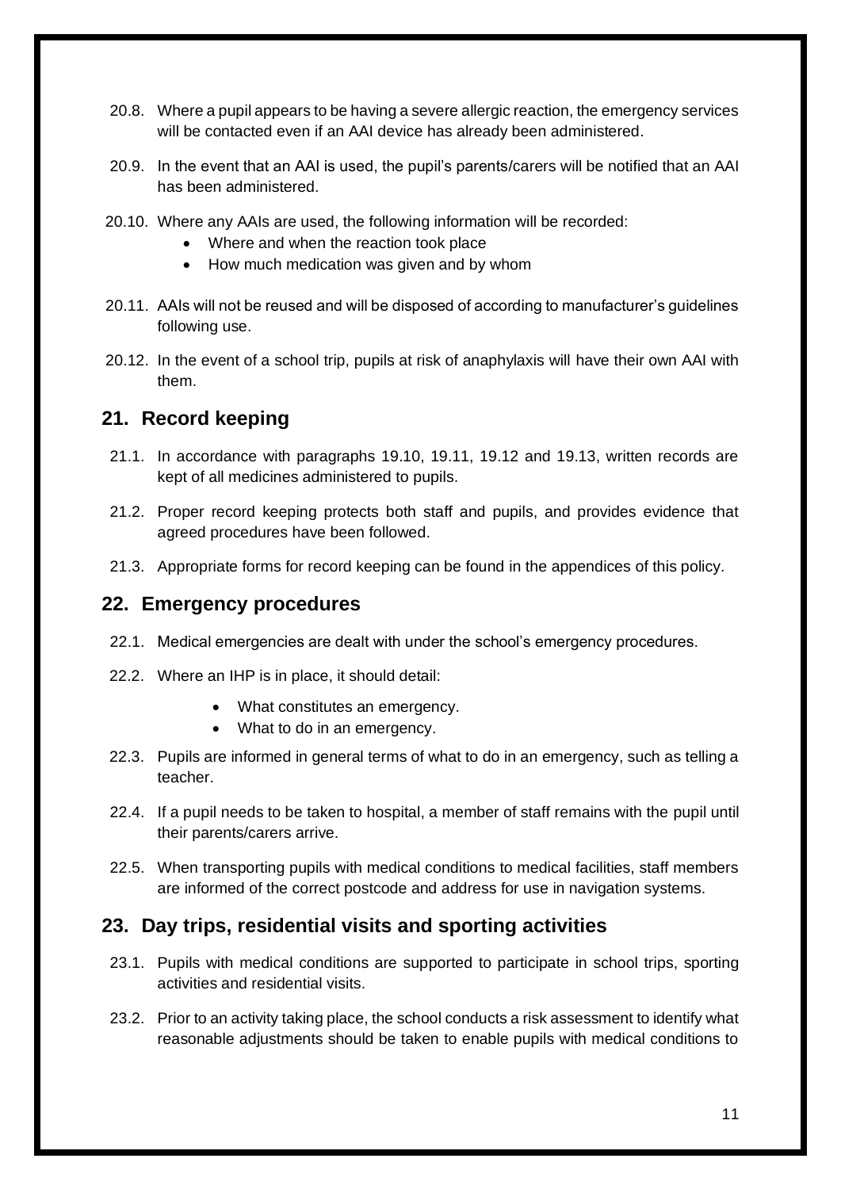20.8. Where a pupil appears to be having a severe allergic reaction, the emergency services will be contacted even if an AAI device has already been administered.

20.9. In the event that an AAI is used, the pupil's parents/carers will be notified that an AAI has been administered.

20.10. Where any AAIs are used, the following information will be recorded:

- Where and when the reaction took place
- How much medication was given and by whom

20.11. AAIs will not be reused and will be disposed of according to manufacturer's guidelines following use.

20.12. In the event of a school trip, pupils at risk of anaphylaxis will have their own AAI with them.

## 21. Record keeping

21.1. In accordance with paragraphs 19.10, 19.11, 19.12 and 19.13, written records are kept of all medicines administered to pupils.

21.2. Proper record keeping protects both staff and pupils, and provides evidence that agreed procedures have been followed.

21.3. Appropriate forms for record keeping can be found in the appendices of this policy.

## 22. Emergency procedures

22.1. Medical emergencies are dealt with under the school's emergency procedures.

22.2. Where an IHP is in place, it should detail:

- What constitutes an emergency.
- What to do in an emergency.

22.3. Pupils are informed in general terms of what to do in an emergency, such as telling a teacher.

22.4. If a pupil needs to be taken to hospital, a member of staff remains with the pupil until their parents/carers arrive.

22.5. When transporting pupils with medical conditions to medical facilities, staff members are informed of the correct postcode and address for use in navigation systems.

## 23. Day trips, residential visits and sporting activities

23.1. Pupils with medical conditions are supported to participate in school trips, sporting activities and residential visits.

23.2. Prior to an activity taking place, the school conducts a risk assessment to identify what reasonable adjustments should be taken to enable pupils with medical conditions to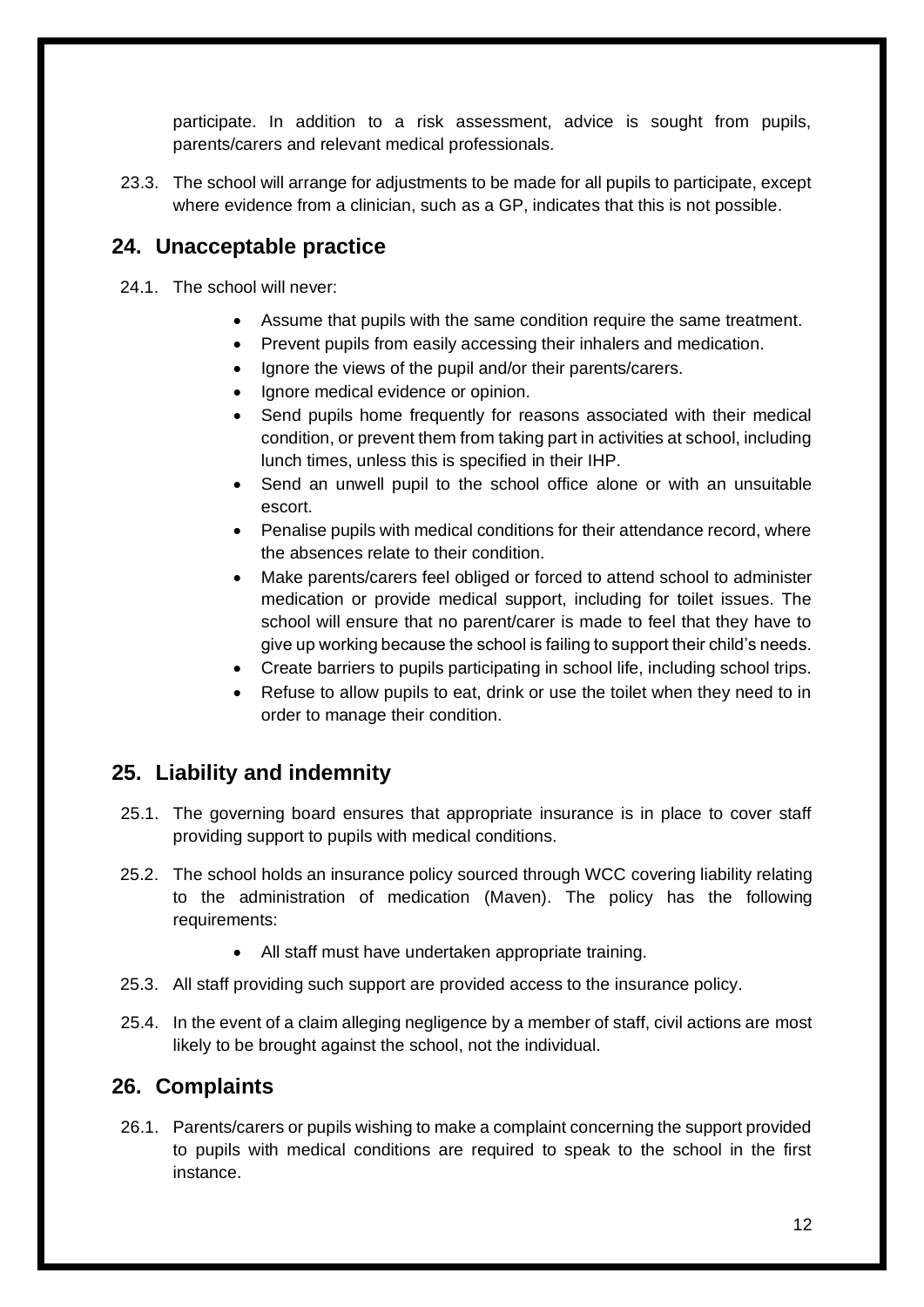participate. In addition to a risk assessment, advice is sought from pupils, parents/carers and relevant medical professionals.

23.3. The school will arrange for adjustments to be made for all pupils to participate, except where evidence from a clinician, such as a GP, indicates that this is not possible.

## 24. Unacceptable practice

24.1. The school will never:

- Assume that pupils with the same condition require the same treatment.
- Prevent pupils from easily accessing their inhalers and medication.
- Ignore the views of the pupil and/or their parents/carers.
- Ignore medical evidence or opinion.
- Send pupils home frequently for reasons associated with their medical condition, or prevent them from taking part in activities at school, including lunch times, unless this is specified in their IHP.
- Send an unwell pupil to the school office alone or with an unsuitable escort.
- Penalise pupils with medical conditions for their attendance record, where the absences relate to their condition.
- Make parents/carers feel obliged or forced to attend school to administer medication or provide medical support, including for toilet issues. The school will ensure that no parent/carer is made to feel that they have to give up working because the school is failing to support their child's needs.
- Create barriers to pupils participating in school life, including school trips.
- Refuse to allow pupils to eat, drink or use the toilet when they need to in order to manage their condition.

## 25. Liability and indemnity

25.1. The governing board ensures that appropriate insurance is in place to cover staff providing support to pupils with medical conditions.

25.2. The school holds an insurance policy sourced through WCC covering liability relating to the administration of medication (Maven). The policy has the following requirements:

- All staff must have undertaken appropriate training.

25.3. All staff providing such support are provided access to the insurance policy.

25.4. In the event of a claim alleging negligence by a member of staff, civil actions are most likely to be brought against the school, not the individual.

## 26. Complaints

26.1. Parents/carers or pupils wishing to make a complaint concerning the support provided to pupils with medical conditions are required to speak to the school in the first instance.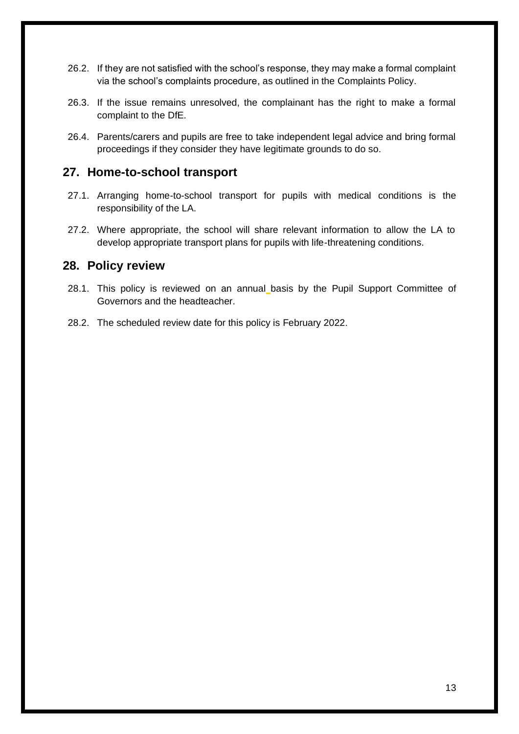26.2. If they are not satisfied with the school's response, they may make a formal complaint via the school's complaints procedure, as outlined in the Complaints Policy.

26.3. If the issue remains unresolved, the complainant has the right to make a formal complaint to the DfE.

26.4. Parents/carers and pupils are free to take independent legal advice and bring formal proceedings if they consider they have legitimate grounds to do so.

## 27. Home-to-school transport

27.1. Arranging home-to-school transport for pupils with medical conditions is the responsibility of the LA.

27.2. Where appropriate, the school will share relevant information to allow the LA to develop appropriate transport plans for pupils with life-threatening conditions.

## 28. Policy review

28.1. This policy is reviewed on an annual basis by the Pupil Support Committee of Governors and the headteacher.

28.2. The scheduled review date for this policy is February 2022.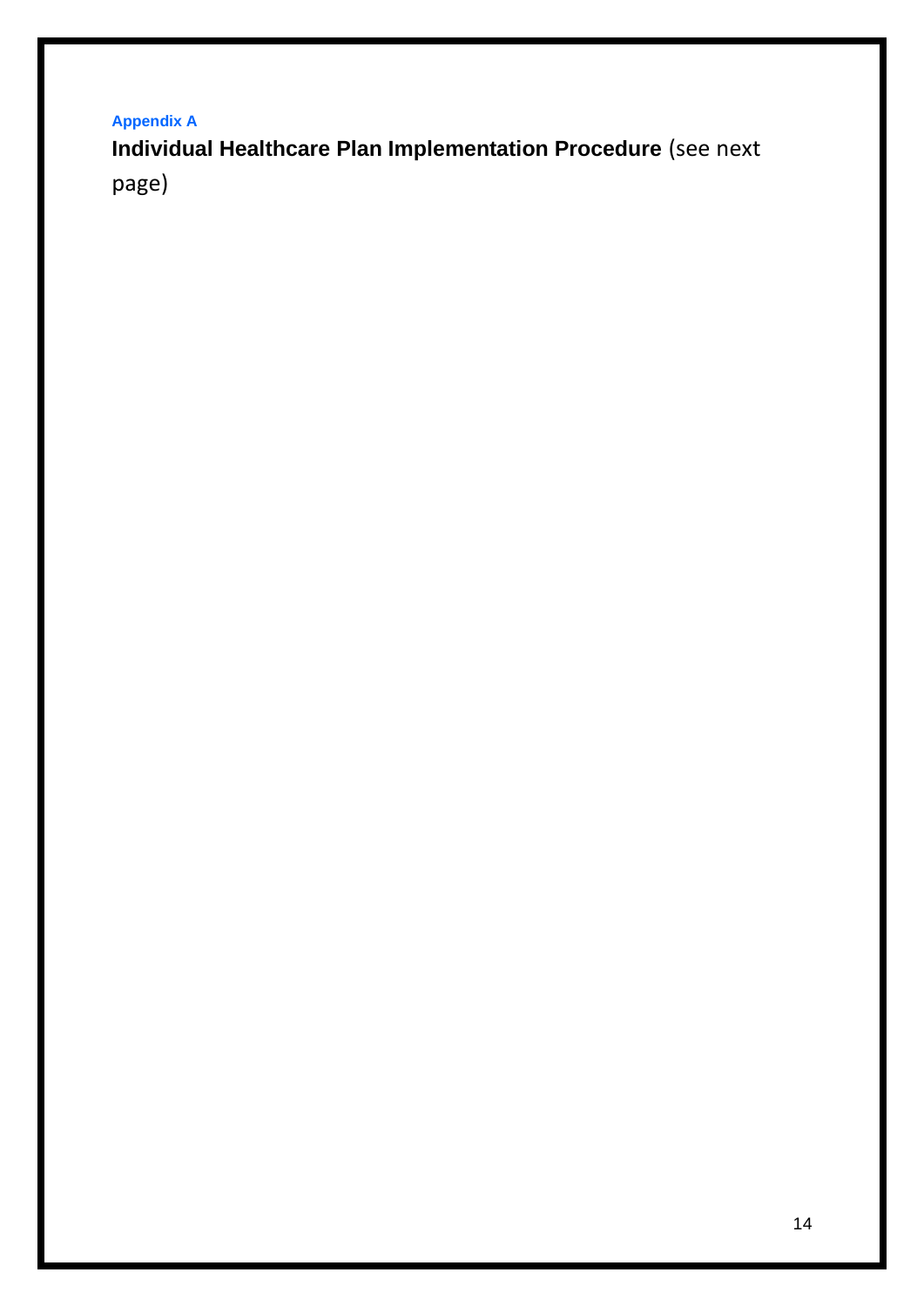## Appendix A

**Individual Healthcare Plan Implementation Procedure** (see next page)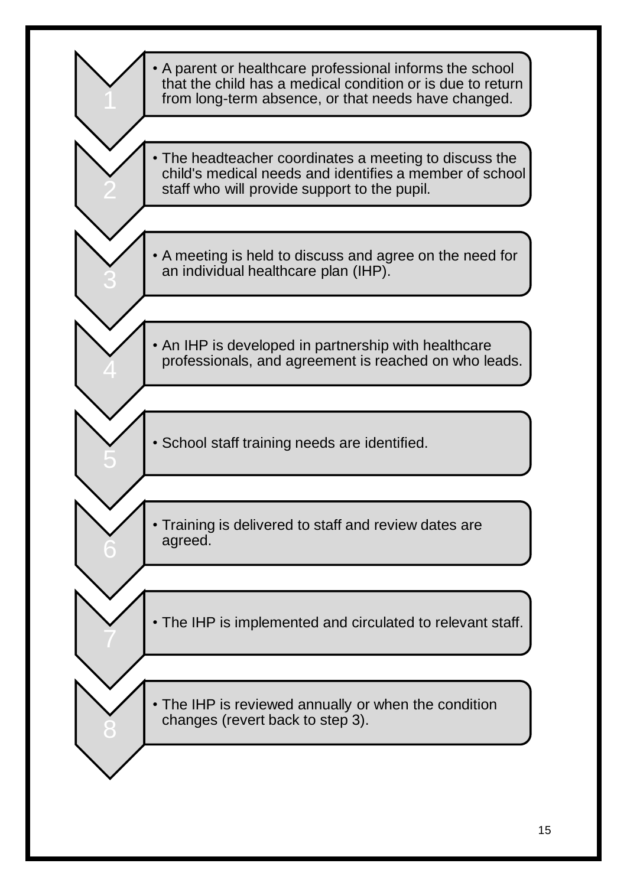1. A parent or healthcare professional informs the school that the child has a medical condition or is due to return from long-term absence, or that needs have changed.
2. The headteacher coordinates a meeting to discuss the child's medical needs and identifies a member of school staff who will provide support to the pupil.
3. A meeting is held to discuss and agree on the need for an individual healthcare plan (IHP).
4. An IHP is developed in partnership with healthcare professionals, and agreement is reached on who leads.
5. School staff training needs are identified.
6. Training is delivered to staff and review dates are agreed.
7. The IHP is implemented and circulated to relevant staff.
8. The IHP is reviewed annually or when the condition changes (revert back to step 3).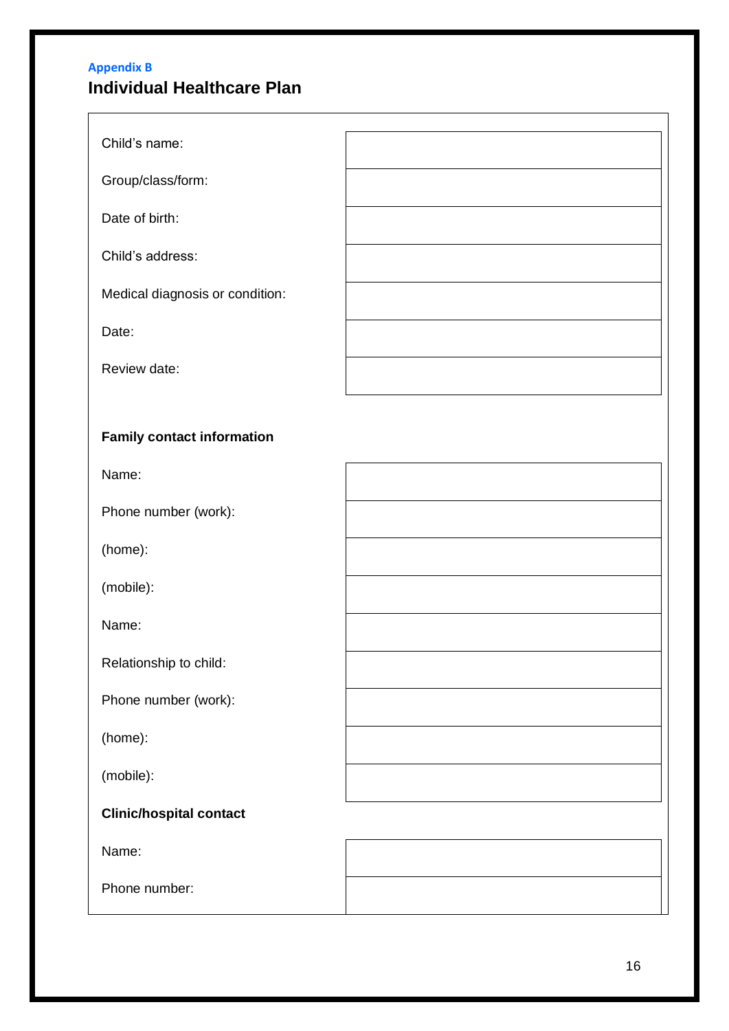Appendix B

# Individual Healthcare Plan

| | |
|---|---|
| Child's name: | |
| Group/class/form: | |
| Date of birth: | |
| Child's address: | |
| Medical diagnosis or condition: | |
| Date: | |
| Review date: | |

**Family contact information**

| | |
|---|---|
| Name: | |
| Phone number (work): | |
| (home): | |
| (mobile): | |
| Name: | |
| Relationship to child: | |
| Phone number (work): | |
| (home): | |
| (mobile): | |

**Clinic/hospital contact**

| | |
|---|---|
| Name: | |
| Phone number: | |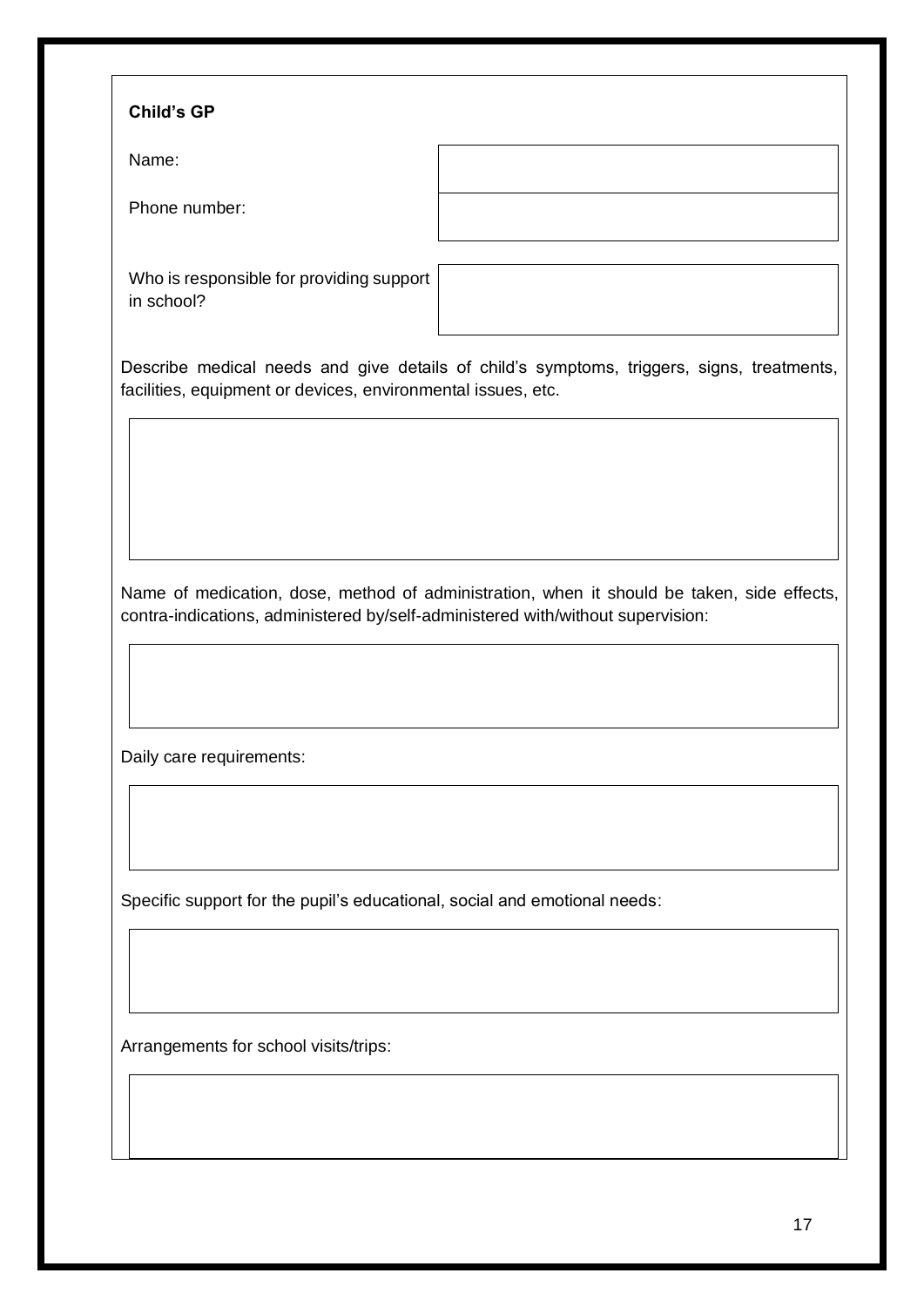**Child's GP**

| | |
|---|---|
| Name: | |
| Phone number: | |

| | |
|---|---|
| Who is responsible for providing support in school? | |

Describe medical needs and give details of child's symptoms, triggers, signs, treatments, facilities, equipment or devices, environmental issues, etc.

| |
|---|
| |

Name of medication, dose, method of administration, when it should be taken, side effects, contra-indications, administered by/self-administered with/without supervision:

| |
|---|
| |

Daily care requirements:

| |
|---|
| |

Specific support for the pupil's educational, social and emotional needs:

| |
|---|
| |

Arrangements for school visits/trips:

| |
|---|
| |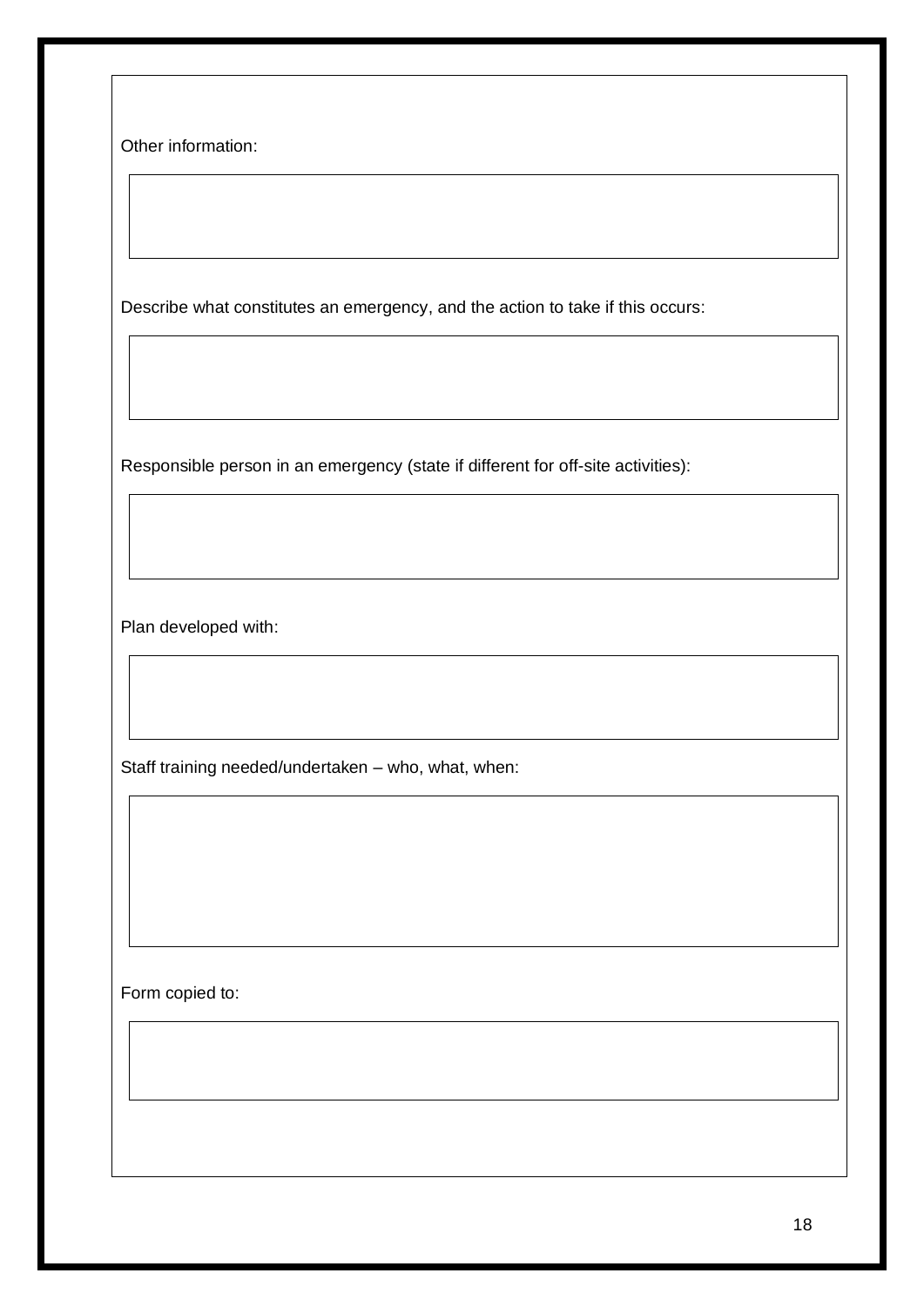Other information:

Describe what constitutes an emergency, and the action to take if this occurs:

Responsible person in an emergency (state if different for off-site activities):

Plan developed with:

Staff training needed/undertaken – who, what, when:

Form copied to: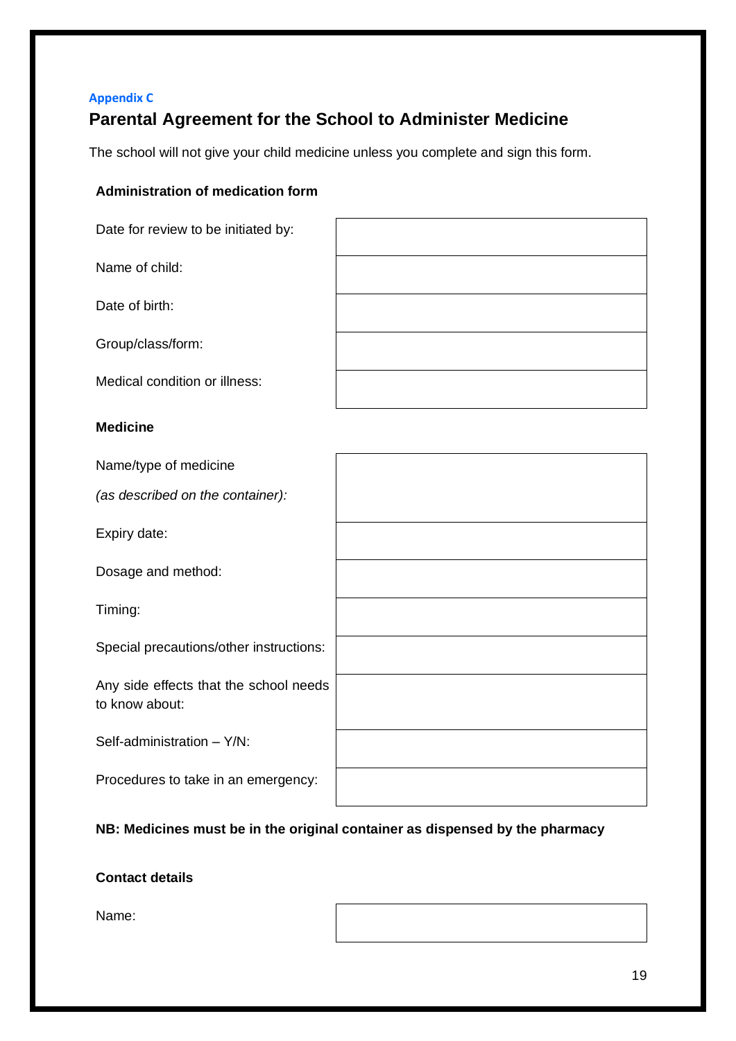Appendix C

## Parental Agreement for the School to Administer Medicine

The school will not give your child medicine unless you complete and sign this form.

**Administration of medication form**

| | |
|---|---|
| Date for review to be initiated by: | |
| Name of child: | |
| Date of birth: | |
| Group/class/form: | |
| Medical condition or illness: | |

**Medicine**

| | |
|---|---|
| Name/type of medicine *(as described on the container):* | |
| Expiry date: | |
| Dosage and method: | |
| Timing: | |
| Special precautions/other instructions: | |
| Any side effects that the school needs to know about: | |
| Self-administration – Y/N: | |
| Procedures to take in an emergency: | |

**NB: Medicines must be in the original container as dispensed by the pharmacy**

**Contact details**

| | |
|---|---|
| Name: | |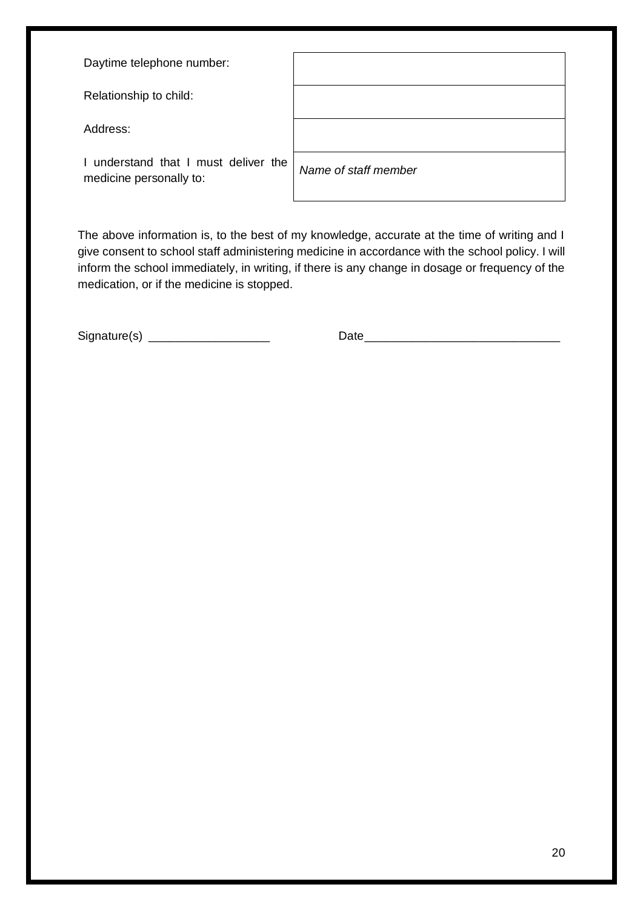| | |
|---|---|
| Daytime telephone number: | |
| Relationship to child: | |
| Address: | |
| I understand that I must deliver the medicine personally to: | *Name of staff member* |

The above information is, to the best of my knowledge, accurate at the time of writing and I give consent to school staff administering medicine in accordance with the school policy. I will inform the school immediately, in writing, if there is any change in dosage or frequency of the medication, or if the medicine is stopped.

Signature(s) __________________ Date______________________________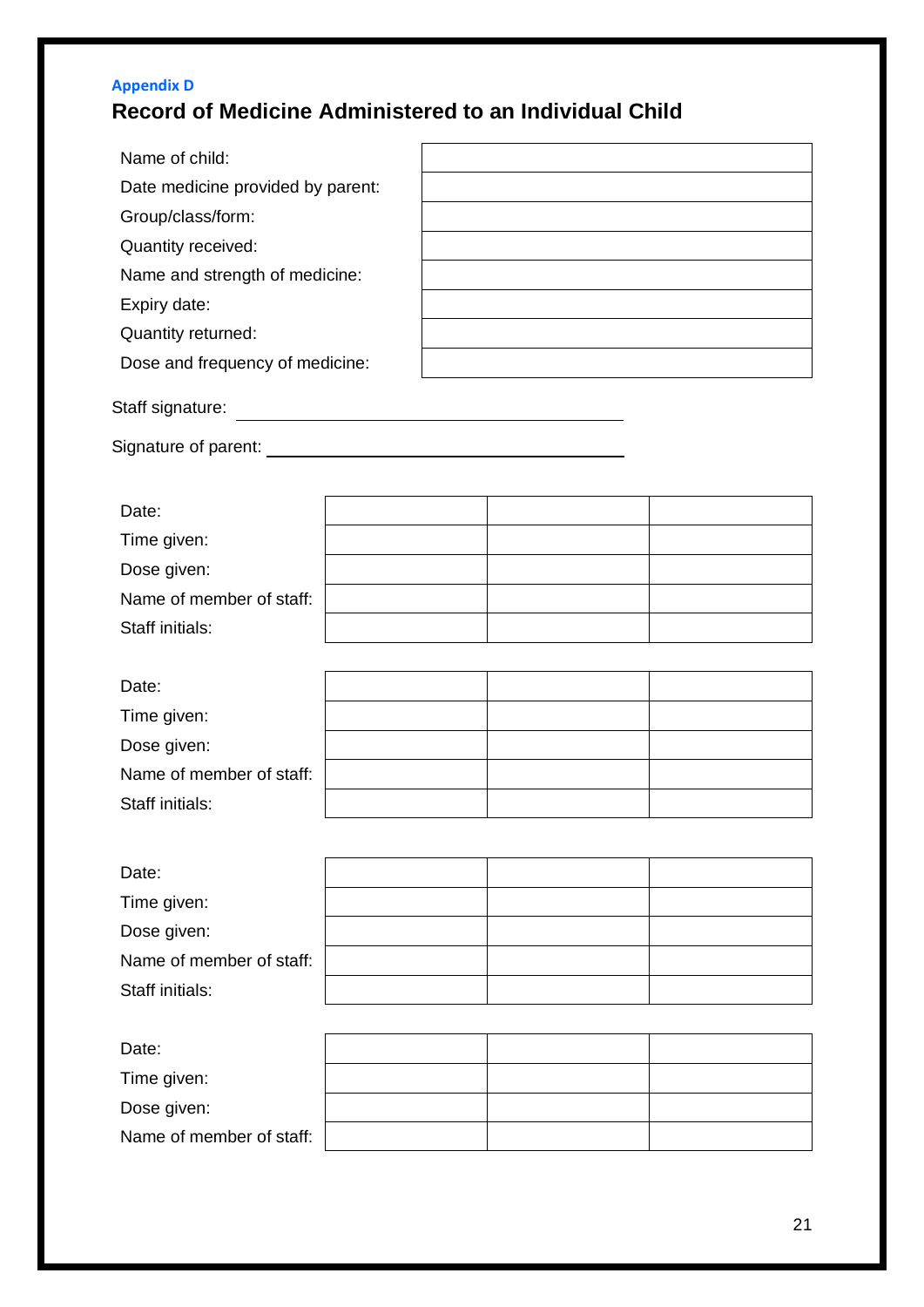Appendix D

# Record of Medicine Administered to an Individual Child

| | |
|---|---|
| Name of child: | |
| Date medicine provided by parent: | |
| Group/class/form: | |
| Quantity received: | |
| Name and strength of medicine: | |
| Expiry date: | |
| Quantity returned: | |
| Dose and frequency of medicine: | |

Staff signature: ______________________________

Signature of parent: ______________________________

| | | | |
|---|---|---|---|
| Date: | | | |
| Time given: | | | |
| Dose given: | | | |
| Name of member of staff: | | | |
| Staff initials: | | | |

| | | | |
|---|---|---|---|
| Date: | | | |
| Time given: | | | |
| Dose given: | | | |
| Name of member of staff: | | | |
| Staff initials: | | | |

| | | | |
|---|---|---|---|
| Date: | | | |
| Time given: | | | |
| Dose given: | | | |
| Name of member of staff: | | | |
| Staff initials: | | | |

| | | | |
|---|---|---|---|
| Date: | | | |
| Time given: | | | |
| Dose given: | | | |
| Name of member of staff: | | | |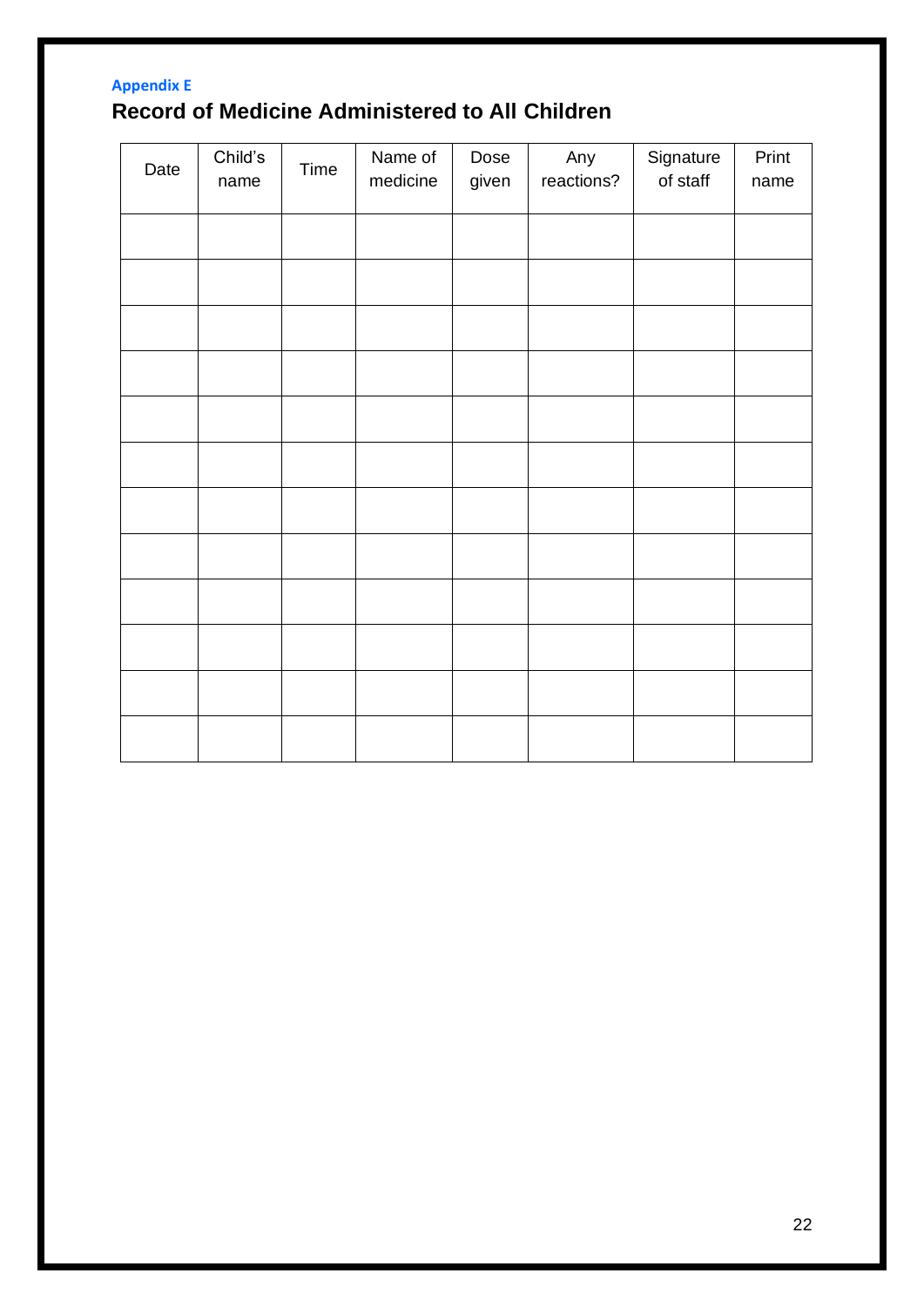Appendix E

## Record of Medicine Administered to All Children

| Date | Child's name | Time | Name of medicine | Dose given | Any reactions? | Signature of staff | Print name |
|---|---|---|---|---|---|---|---|
| | | | | | | | |
| | | | | | | | |
| | | | | | | | |
| | | | | | | | |
| | | | | | | | |
| | | | | | | | |
| | | | | | | | |
| | | | | | | | |
| | | | | | | | |
| | | | | | | | |
| | | | | | | | |
| | | | | | | | |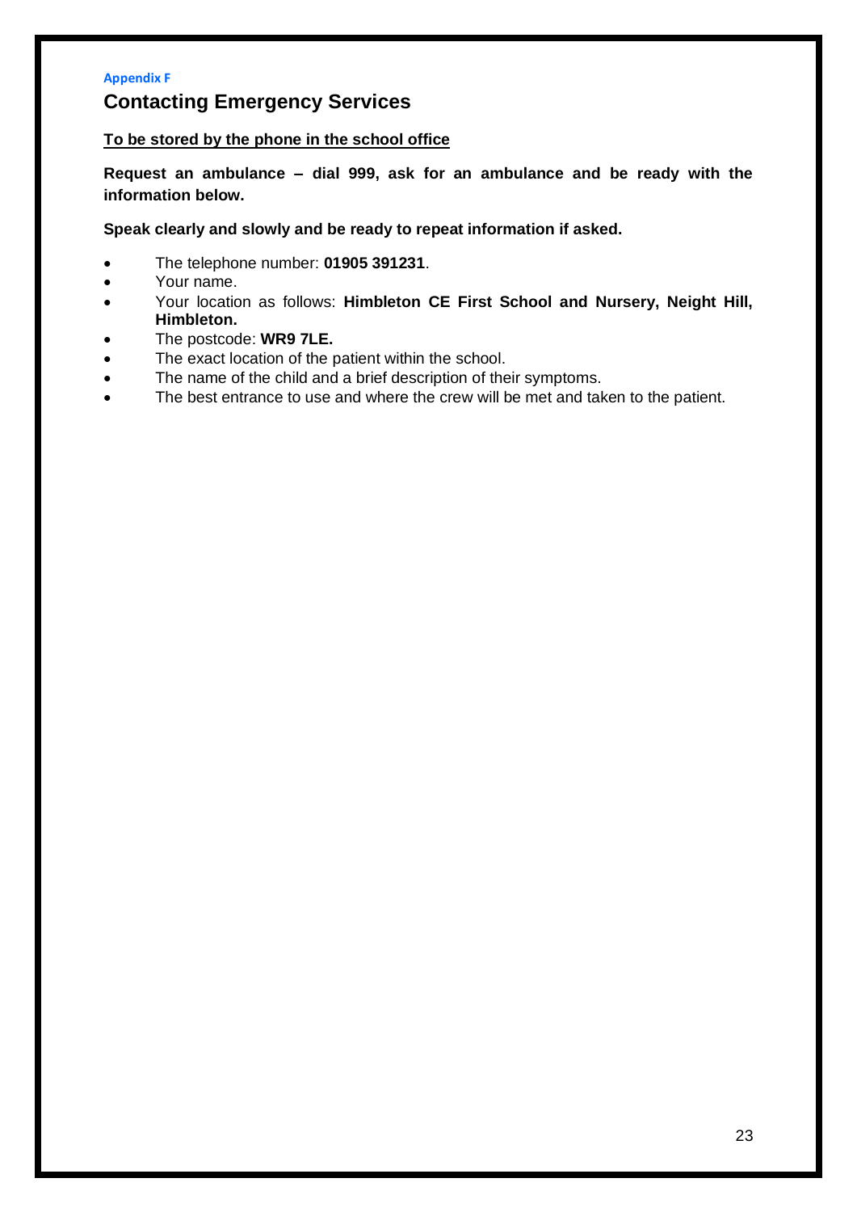**Appendix F**

## Contacting Emergency Services

**<u>To be stored by the phone in the school office</u>**

**Request an ambulance – dial 999, ask for an ambulance and be ready with the information below.**

**Speak clearly and slowly and be ready to repeat information if asked.**

- The telephone number: **01905 391231**.
- Your name.
- Your location as follows: **Himbleton CE First School and Nursery, Neight Hill, Himbleton.**
- The postcode: **WR9 7LE.**
- The exact location of the patient within the school.
- The name of the child and a brief description of their symptoms.
- The best entrance to use and where the crew will be met and taken to the patient.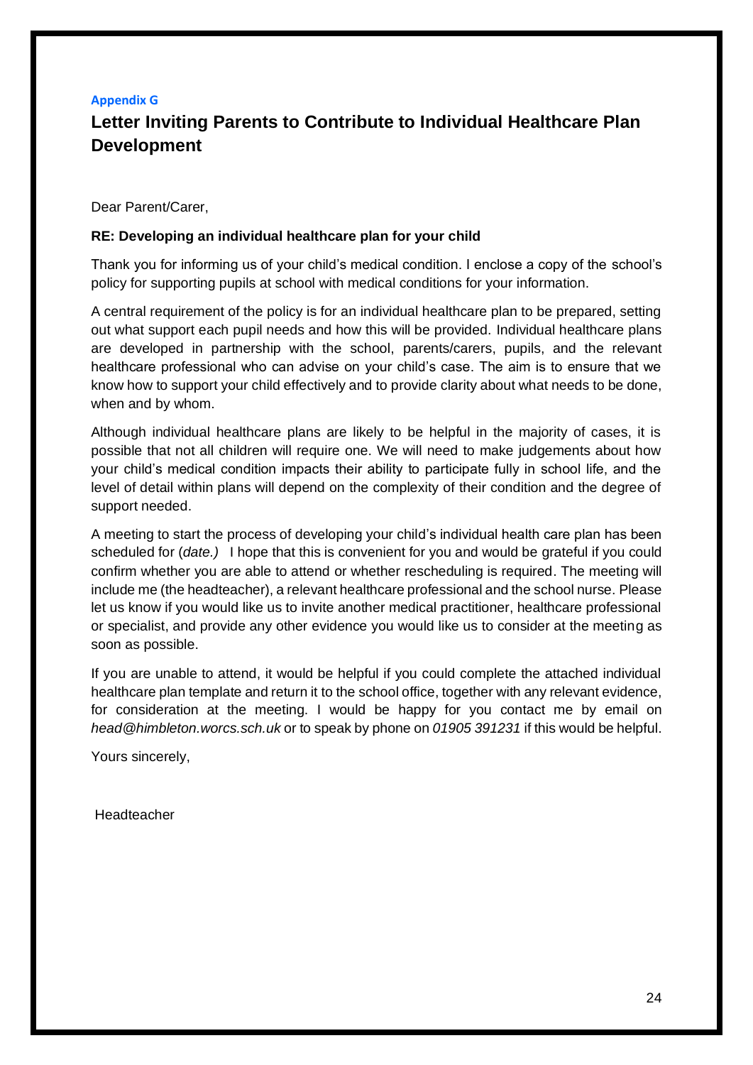**Appendix G**

# Letter Inviting Parents to Contribute to Individual Healthcare Plan Development

Dear Parent/Carer,

**RE: Developing an individual healthcare plan for your child**

Thank you for informing us of your child's medical condition. I enclose a copy of the school's policy for supporting pupils at school with medical conditions for your information.

A central requirement of the policy is for an individual healthcare plan to be prepared, setting out what support each pupil needs and how this will be provided. Individual healthcare plans are developed in partnership with the school, parents/carers, pupils, and the relevant healthcare professional who can advise on your child's case. The aim is to ensure that we know how to support your child effectively and to provide clarity about what needs to be done, when and by whom.

Although individual healthcare plans are likely to be helpful in the majority of cases, it is possible that not all children will require one. We will need to make judgements about how your child's medical condition impacts their ability to participate fully in school life, and the level of detail within plans will depend on the complexity of their condition and the degree of support needed.

A meeting to start the process of developing your child's individual health care plan has been scheduled for (*date.)* I hope that this is convenient for you and would be grateful if you could confirm whether you are able to attend or whether rescheduling is required. The meeting will include me (the headteacher), a relevant healthcare professional and the school nurse. Please let us know if you would like us to invite another medical practitioner, healthcare professional or specialist, and provide any other evidence you would like us to consider at the meeting as soon as possible.

If you are unable to attend, it would be helpful if you could complete the attached individual healthcare plan template and return it to the school office, together with any relevant evidence, for consideration at the meeting. I would be happy for you contact me by email on *head@himbleton.worcs.sch.uk* or to speak by phone on *01905 391231* if this would be helpful.

Yours sincerely,

Headteacher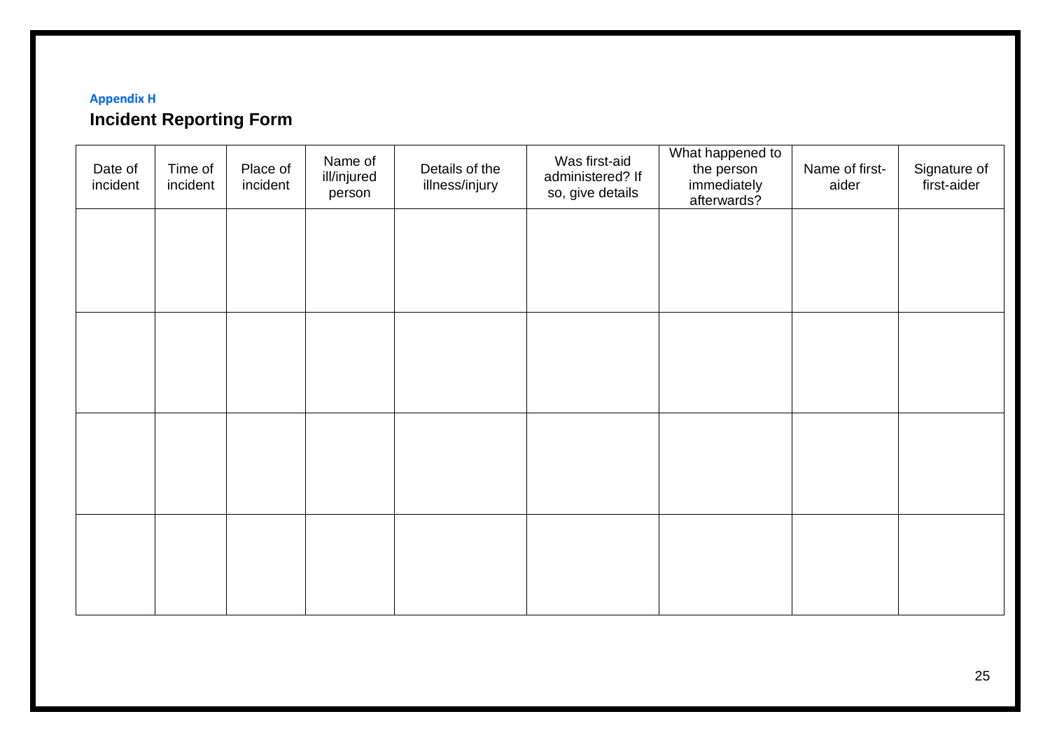Appendix H

## Incident Reporting Form

| Date of incident | Time of incident | Place of incident | Name of ill/injured person | Details of the illness/injury | Was first-aid administered? If so, give details | What happened to the person immediately afterwards? | Name of first-aider | Signature of first-aider |
|---|---|---|---|---|---|---|---|---|
| | | | | | | | | |
| | | | | | | | | |
| | | | | | | | | |
| | | | | | | | | |